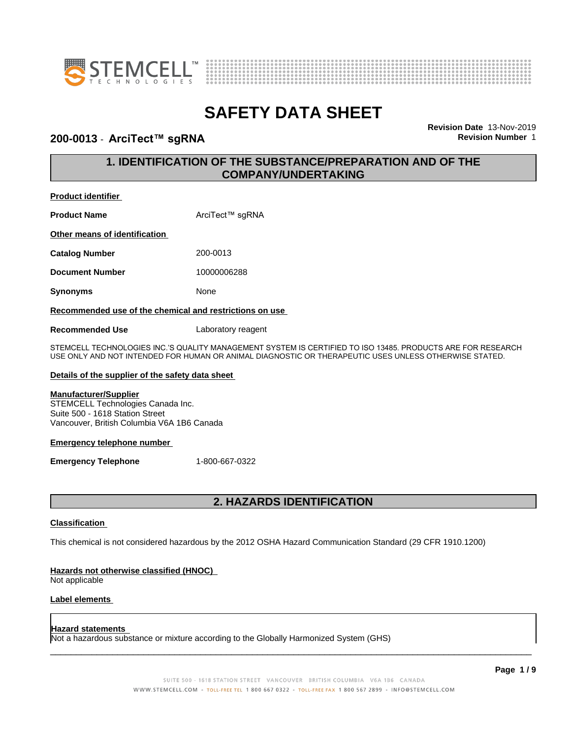# SAFETY DATA SHEET

**200-0013 - ArciTect™ sgRNA**

**Revision Date** 13-Nov-2019
**Revision Number** 1

## 1. IDENTIFICATION OF THE SUBSTANCE/PREPARATION AND OF THE COMPANY/UNDERTAKING

**Product identifier**

**Product Name** ArciTect™ sgRNA

**Other means of identification**

**Catalog Number** 200-0013

**Document Number** 10000006288

**Synonyms** None

**Recommended use of the chemical and restrictions on use**

**Recommended Use** Laboratory reagent

STEMCELL TECHNOLOGIES INC.'S QUALITY MANAGEMENT SYSTEM IS CERTIFIED TO ISO 13485. PRODUCTS ARE FOR RESEARCH USE ONLY AND NOT INTENDED FOR HUMAN OR ANIMAL DIAGNOSTIC OR THERAPEUTIC USES UNLESS OTHERWISE STATED.

**Details of the supplier of the safety data sheet**

**Manufacturer/Supplier**
STEMCELL Technologies Canada Inc.
Suite 500 - 1618 Station Street
Vancouver, British Columbia V6A 1B6 Canada

**Emergency telephone number**

**Emergency Telephone** 1-800-667-0322

## 2. HAZARDS IDENTIFICATION

**Classification**

This chemical is not considered hazardous by the 2012 OSHA Hazard Communication Standard (29 CFR 1910.1200)

**Hazards not otherwise classified (HNOC)**
Not applicable

**Label elements**

**Hazard statements**
Not a hazardous substance or mixture according to the Globally Harmonized System (GHS)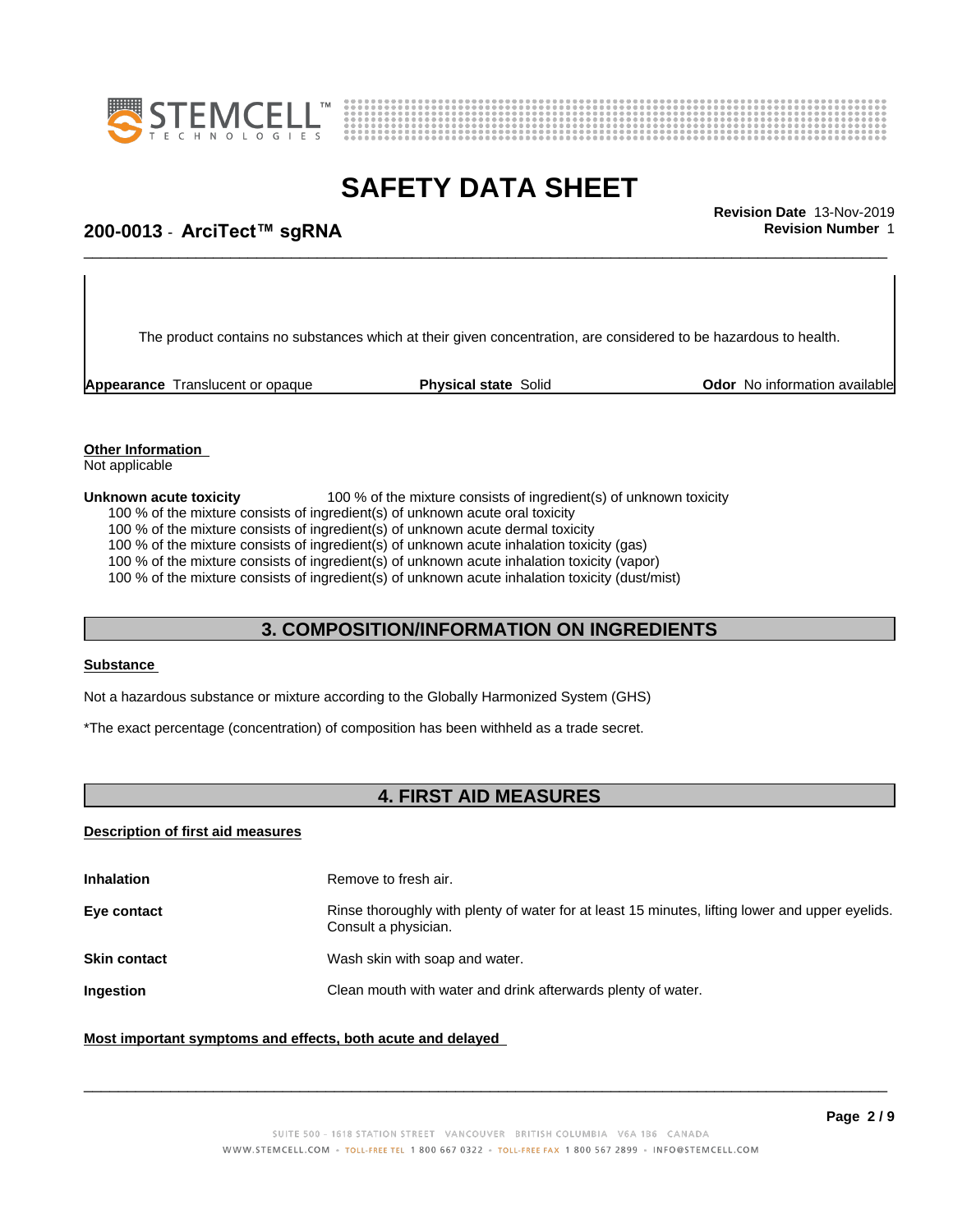The product contains no substances which at their given concentration, are considered to be hazardous to health.

| **Appearance** Translucent or opaque | **Physical state** Solid | **Odor** No information available |
|---|---|---|

**Other Information**
Not applicable

**Unknown acute toxicity** 100 % of the mixture consists of ingredient(s) of unknown toxicity

100 % of the mixture consists of ingredient(s) of unknown acute oral toxicity
100 % of the mixture consists of ingredient(s) of unknown acute dermal toxicity
100 % of the mixture consists of ingredient(s) of unknown acute inhalation toxicity (gas)
100 % of the mixture consists of ingredient(s) of unknown acute inhalation toxicity (vapor)
100 % of the mixture consists of ingredient(s) of unknown acute inhalation toxicity (dust/mist)

## 3. COMPOSITION/INFORMATION ON INGREDIENTS

**Substance**

Not a hazardous substance or mixture according to the Globally Harmonized System (GHS)

*The exact percentage (concentration) of composition has been withheld as a trade secret.

## 4. FIRST AID MEASURES

**Description of first aid measures**

| | |
|---|---|
| **Inhalation** | Remove to fresh air. |
| **Eye contact** | Rinse thoroughly with plenty of water for at least 15 minutes, lifting lower and upper eyelids. Consult a physician. |
| **Skin contact** | Wash skin with soap and water. |
| **Ingestion** | Clean mouth with water and drink afterwards plenty of water. |

**Most important symptoms and effects, both acute and delayed**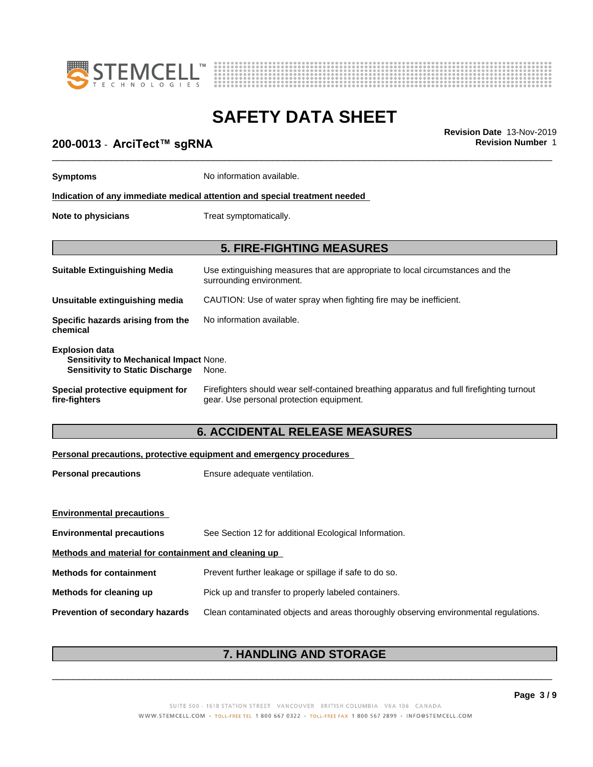**Symptoms** No information available.

**Indication of any immediate medical attention and special treatment needed**

**Note to physicians** Treat symptomatically.

## 5. FIRE-FIGHTING MEASURES

**Suitable Extinguishing Media** Use extinguishing measures that are appropriate to local circumstances and the surrounding environment.

**Unsuitable extinguishing media** CAUTION: Use of water spray when fighting fire may be inefficient.

**Specific hazards arising from the chemical** No information available.

**Explosion data**
**Sensitivity to Mechanical Impact** None.
**Sensitivity to Static Discharge** None.

**Special protective equipment for fire-fighters** Firefighters should wear self-contained breathing apparatus and full firefighting turnout gear. Use personal protection equipment.

## 6. ACCIDENTAL RELEASE MEASURES

**Personal precautions, protective equipment and emergency procedures**

**Personal precautions** Ensure adequate ventilation.

**Environmental precautions**

**Environmental precautions** See Section 12 for additional Ecological Information.

**Methods and material for containment and cleaning up**

**Methods for containment** Prevent further leakage or spillage if safe to do so.

**Methods for cleaning up** Pick up and transfer to properly labeled containers.

**Prevention of secondary hazards** Clean contaminated objects and areas thoroughly observing environmental regulations.

## 7. HANDLING AND STORAGE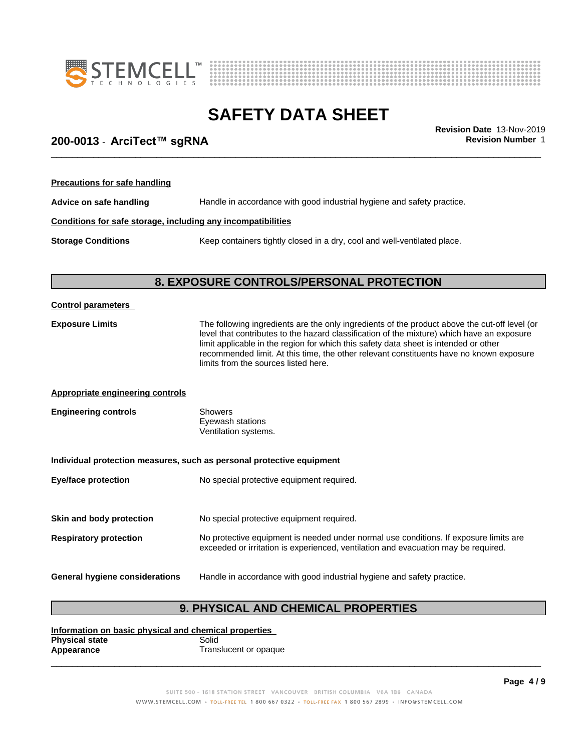#### Precautions for safe handling

**Advice on safe handling** Handle in accordance with good industrial hygiene and safety practice.

#### Conditions for safe storage, including any incompatibilities

**Storage Conditions** Keep containers tightly closed in a dry, cool and well-ventilated place.

## 8. EXPOSURE CONTROLS/PERSONAL PROTECTION

#### Control parameters

**Exposure Limits** The following ingredients are the only ingredients of the product above the cut-off level (or level that contributes to the hazard classification of the mixture) which have an exposure limit applicable in the region for which this safety data sheet is intended or other recommended limit. At this time, the other relevant constituents have no known exposure limits from the sources listed here.

#### Appropriate engineering controls

**Engineering controls**
- Showers
- Eyewash stations
- Ventilation systems.

#### Individual protection measures, such as personal protective equipment

**Eye/face protection** No special protective equipment required.

**Skin and body protection** No special protective equipment required.

**Respiratory protection** No protective equipment is needed under normal use conditions. If exposure limits are exceeded or irritation is experienced, ventilation and evacuation may be required.

**General hygiene considerations** Handle in accordance with good industrial hygiene and safety practice.

## 9. PHYSICAL AND CHEMICAL PROPERTIES

#### Information on basic physical and chemical properties

**Physical state** Solid
**Appearance** Translucent or opaque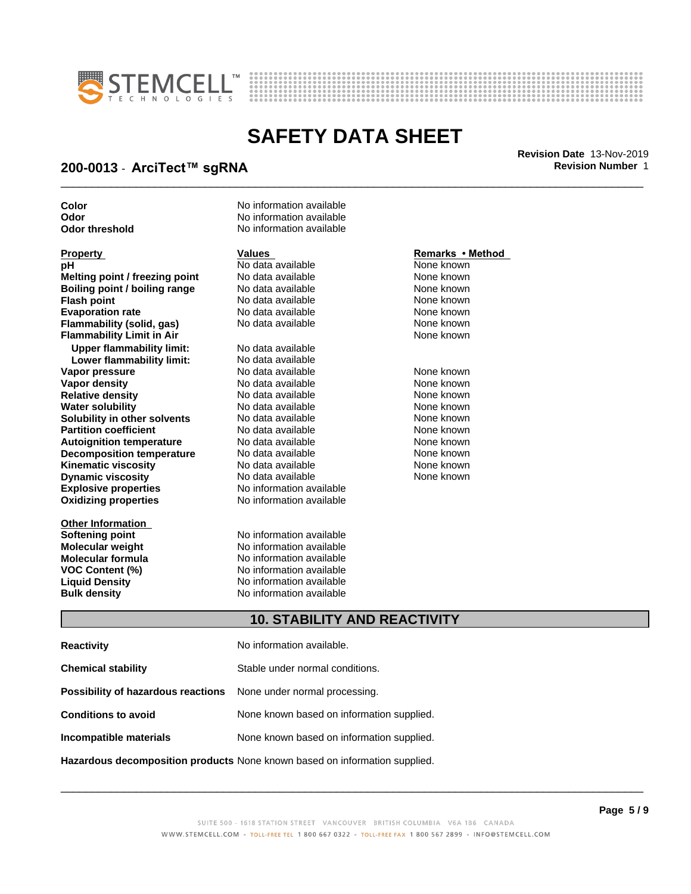| | |
|---|---|
| **Color** | No information available |
| **Odor** | No information available |
| **Odor threshold** | No information available |

| **Property** | **Values** | **Remarks • Method** |
|---|---|---|
| **pH** | No data available | None known |
| **Melting point / freezing point** | No data available | None known |
| **Boiling point / boiling range** | No data available | None known |
| **Flash point** | No data available | None known |
| **Evaporation rate** | No data available | None known |
| **Flammability (solid, gas)** | No data available | None known |
| **Flammability Limit in Air** | | None known |
| **Upper flammability limit:** | No data available | |
| **Lower flammability limit:** | No data available | |
| **Vapor pressure** | No data available | None known |
| **Vapor density** | No data available | None known |
| **Relative density** | No data available | None known |
| **Water solubility** | No data available | None known |
| **Solubility in other solvents** | No data available | None known |
| **Partition coefficient** | No data available | None known |
| **Autoignition temperature** | No data available | None known |
| **Decomposition temperature** | No data available | None known |
| **Kinematic viscosity** | No data available | None known |
| **Dynamic viscosity** | No data available | None known |
| **Explosive properties** | No information available | |
| **Oxidizing properties** | No information available | |

| **Other Information** | |
|---|---|
| **Softening point** | No information available |
| **Molecular weight** | No information available |
| **Molecular formula** | No information available |
| **VOC Content (%)** | No information available |
| **Liquid Density** | No information available |
| **Bulk density** | No information available |

## 10. STABILITY AND REACTIVITY

| | |
|---|---|
| **Reactivity** | No information available. |
| **Chemical stability** | Stable under normal conditions. |
| **Possibility of hazardous reactions** | None under normal processing. |
| **Conditions to avoid** | None known based on information supplied. |
| **Incompatible materials** | None known based on information supplied. |
| **Hazardous decomposition products** | None known based on information supplied. |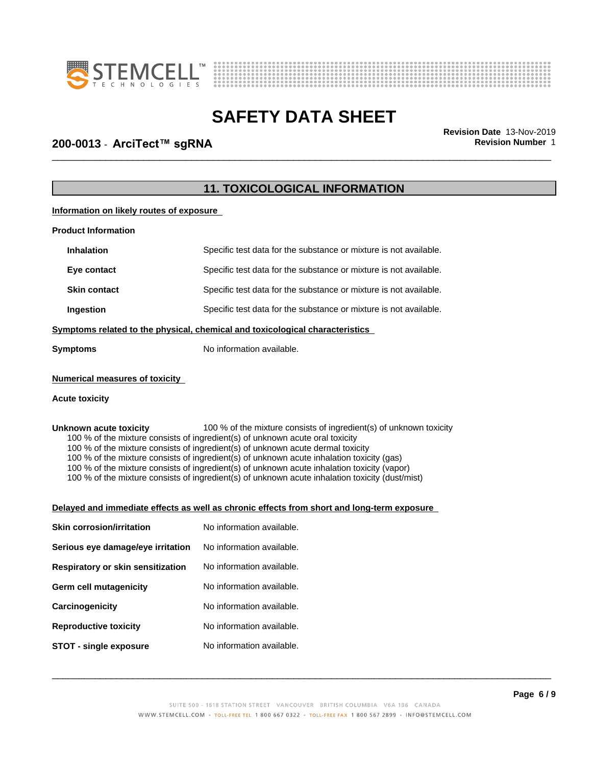## 11. TOXICOLOGICAL INFORMATION

**Information on likely routes of exposure**

**Product Information**

| | |
|---|---|
| **Inhalation** | Specific test data for the substance or mixture is not available. |
| **Eye contact** | Specific test data for the substance or mixture is not available. |
| **Skin contact** | Specific test data for the substance or mixture is not available. |
| **Ingestion** | Specific test data for the substance or mixture is not available. |

**Symptoms related to the physical, chemical and toxicological characteristics**

| | |
|---|---|
| **Symptoms** | No information available. |

**Numerical measures of toxicity**

**Acute toxicity**

**Unknown acute toxicity** 100 % of the mixture consists of ingredient(s) of unknown toxicity

100 % of the mixture consists of ingredient(s) of unknown acute oral toxicity
100 % of the mixture consists of ingredient(s) of unknown acute dermal toxicity
100 % of the mixture consists of ingredient(s) of unknown acute inhalation toxicity (gas)
100 % of the mixture consists of ingredient(s) of unknown acute inhalation toxicity (vapor)
100 % of the mixture consists of ingredient(s) of unknown acute inhalation toxicity (dust/mist)

**Delayed and immediate effects as well as chronic effects from short and long-term exposure**

| | |
|---|---|
| **Skin corrosion/irritation** | No information available. |
| **Serious eye damage/eye irritation** | No information available. |
| **Respiratory or skin sensitization** | No information available. |
| **Germ cell mutagenicity** | No information available. |
| **Carcinogenicity** | No information available. |
| **Reproductive toxicity** | No information available. |
| **STOT - single exposure** | No information available. |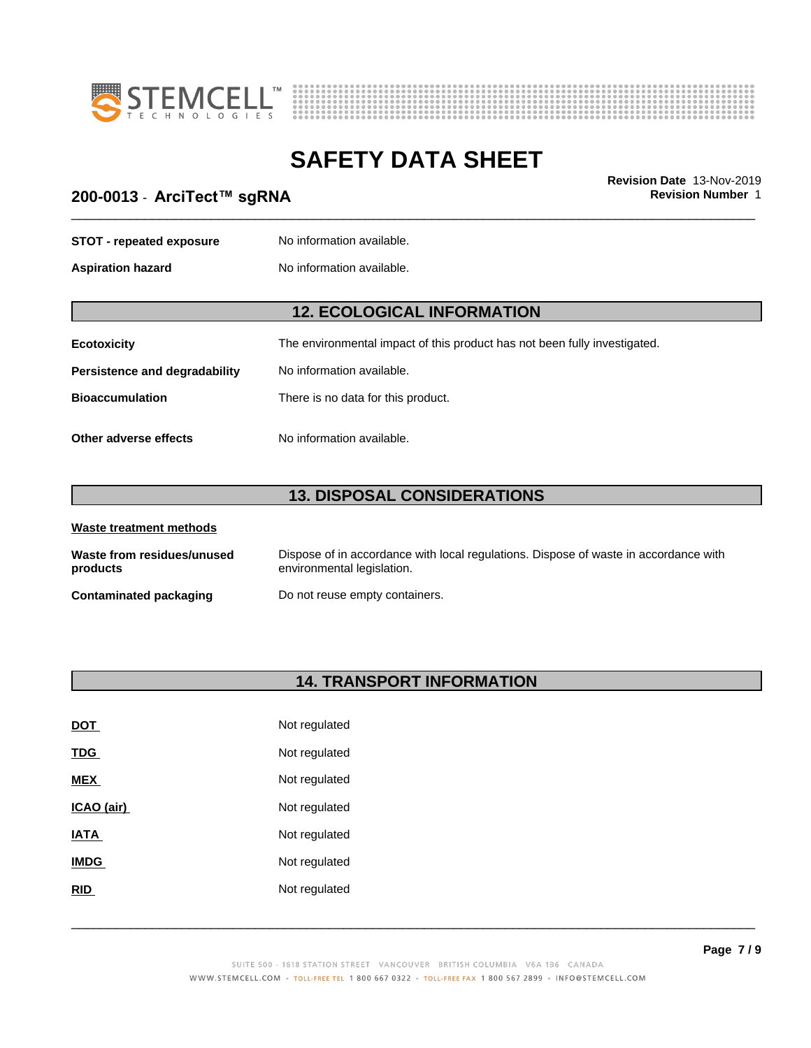**STOT - repeated exposure** No information available.

**Aspiration hazard** No information available.

## 12. ECOLOGICAL INFORMATION

**Ecotoxicity** The environmental impact of this product has not been fully investigated.

**Persistence and degradability** No information available.

**Bioaccumulation** There is no data for this product.

**Other adverse effects** No information available.

## 13. DISPOSAL CONSIDERATIONS

**Waste treatment methods**

**Waste from residues/unused products** Dispose of in accordance with local regulations. Dispose of waste in accordance with environmental legislation.

**Contaminated packaging** Do not reuse empty containers.

## 14. TRANSPORT INFORMATION

**DOT** Not regulated

**TDG** Not regulated

**MEX** Not regulated

**ICAO (air)** Not regulated

**IATA** Not regulated

**IMDG** Not regulated

**RID** Not regulated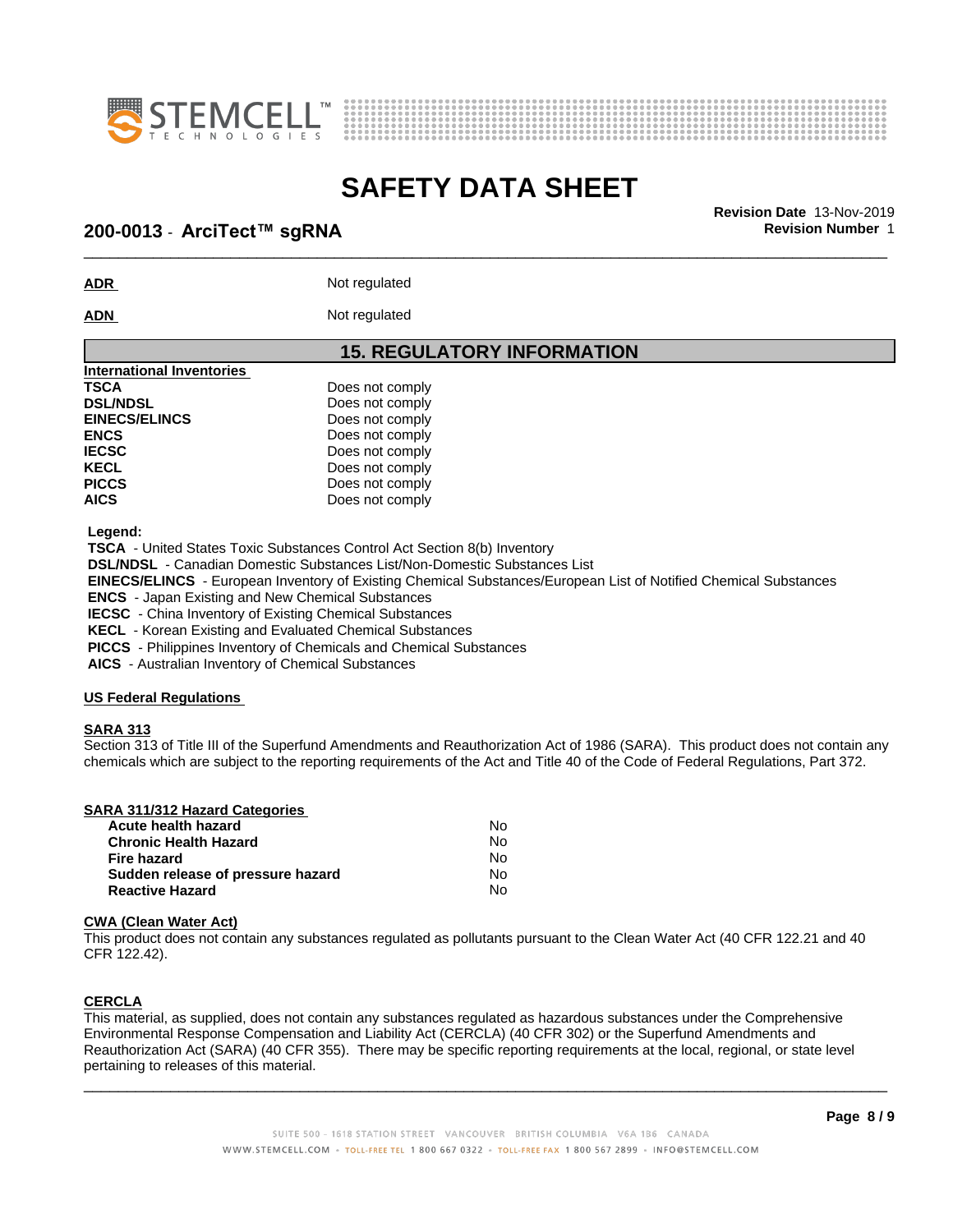**ADR** Not regulated

**ADN** Not regulated

## 15. REGULATORY INFORMATION

**International Inventories**

| | |
|---|---|
| **TSCA** | Does not comply |
| **DSL/NDSL** | Does not comply |
| **EINECS/ELINCS** | Does not comply |
| **ENCS** | Does not comply |
| **IECSC** | Does not comply |
| **KECL** | Does not comply |
| **PICCS** | Does not comply |
| **AICS** | Does not comply |

**Legend:**

**TSCA** - United States Toxic Substances Control Act Section 8(b) Inventory
**DSL/NDSL** - Canadian Domestic Substances List/Non-Domestic Substances List
**EINECS/ELINCS** - European Inventory of Existing Chemical Substances/European List of Notified Chemical Substances
**ENCS** - Japan Existing and New Chemical Substances
**IECSC** - China Inventory of Existing Chemical Substances
**KECL** - Korean Existing and Evaluated Chemical Substances
**PICCS** - Philippines Inventory of Chemicals and Chemical Substances
**AICS** - Australian Inventory of Chemical Substances

**US Federal Regulations**

**SARA 313**

Section 313 of Title III of the Superfund Amendments and Reauthorization Act of 1986 (SARA). This product does not contain any chemicals which are subject to the reporting requirements of the Act and Title 40 of the Code of Federal Regulations, Part 372.

**SARA 311/312 Hazard Categories**

| | |
|---|---|
| **Acute health hazard** | No |
| **Chronic Health Hazard** | No |
| **Fire hazard** | No |
| **Sudden release of pressure hazard** | No |
| **Reactive Hazard** | No |

**CWA (Clean Water Act)**

This product does not contain any substances regulated as pollutants pursuant to the Clean Water Act (40 CFR 122.21 and 40 CFR 122.42).

**CERCLA**

This material, as supplied, does not contain any substances regulated as hazardous substances under the Comprehensive Environmental Response Compensation and Liability Act (CERCLA) (40 CFR 302) or the Superfund Amendments and Reauthorization Act (SARA) (40 CFR 355). There may be specific reporting requirements at the local, regional, or state level pertaining to releases of this material.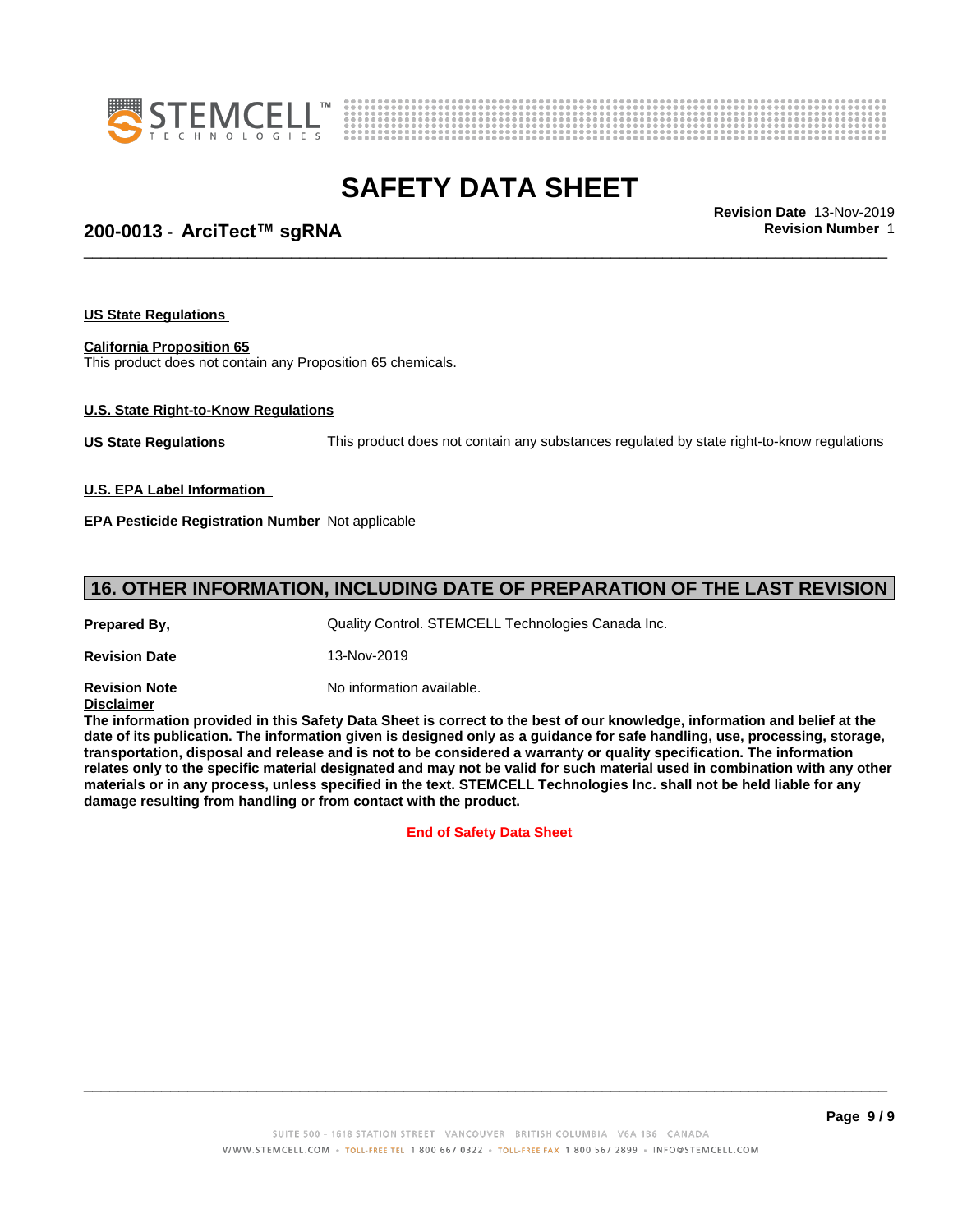**US State Regulations**

**California Proposition 65**

This product does not contain any Proposition 65 chemicals.

**U.S. State Right-to-Know Regulations**

**US State Regulations** This product does not contain any substances regulated by state right-to-know regulations

**U.S. EPA Label Information**

**EPA Pesticide Registration Number** Not applicable

## 16. OTHER INFORMATION, INCLUDING DATE OF PREPARATION OF THE LAST REVISION

**Prepared By,** Quality Control. STEMCELL Technologies Canada Inc.

**Revision Date** 13-Nov-2019

**Revision Note** No information available.

**Disclaimer**

**The information provided in this Safety Data Sheet is correct to the best of our knowledge, information and belief at the date of its publication. The information given is designed only as a guidance for safe handling, use, processing, storage, transportation, disposal and release and is not to be considered a warranty or quality specification. The information relates only to the specific material designated and may not be valid for such material used in combination with any other materials or in any process, unless specified in the text. STEMCELL Technologies Inc. shall not be held liable for any damage resulting from handling or from contact with the product.**

**End of Safety Data Sheet**